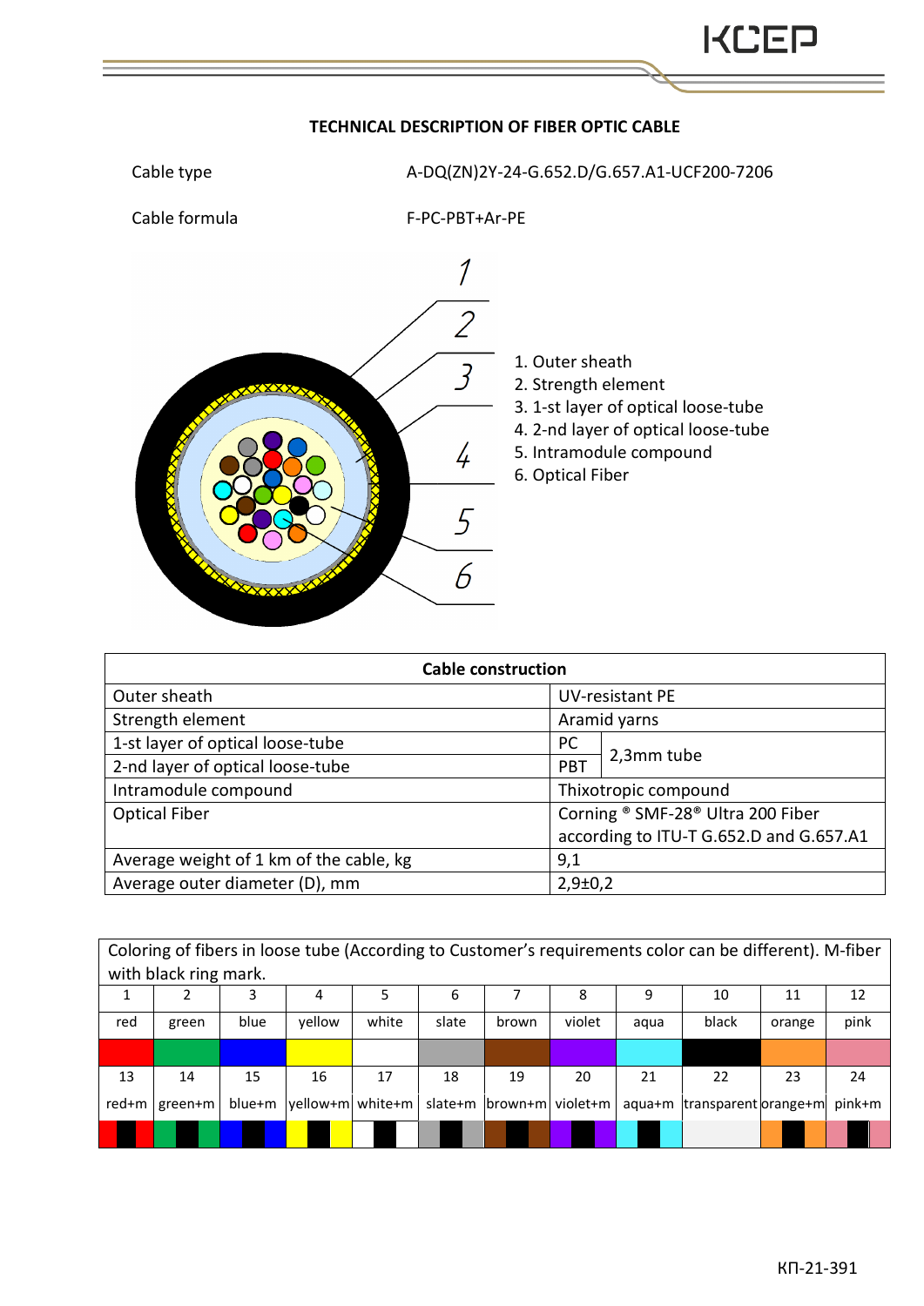# TECHNICAL DESCRIPTION OF FIBER OPTIC CABLE

Cable type A-DQ(ZN)2Y-24-G.652.D/G.657.A1-UCF200-7206

Cable formula F-PC-PBT+Ar-PE

1. Outer sheath
2. Strength element
3. 1-st layer of optical loose-tube
4. 2-nd layer of optical loose-tube
5. Intramodule compound
6. Optical Fiber

| Cable construction | | |
|---|---|---|
| Outer sheath | UV-resistant PE | |
| Strength element | Aramid yarns | |
| 1-st layer of optical loose-tube | PC | 2,3mm tube |
| 2-nd layer of optical loose-tube | PBT | |
| Intramodule compound | Thixotropic compound | |
| Optical Fiber | Corning ® SMF-28® Ultra 200 Fiber according to ITU-T G.652.D and G.657.A1 | |
| Average weight of 1 km of the cable, kg | 9,1 | |
| Average outer diameter (D), mm | 2,9±0,2 | |

Coloring of fibers in loose tube (According to Customer's requirements color can be different). M-fiber with black ring mark.

| 1 | 2 | 3 | 4 | 5 | 6 | 7 | 8 | 9 | 10 | 11 | 12 |
|---|---|---|---|---|---|---|---|---|---|---|---|
| red | green | blue | yellow | white | slate | brown | violet | aqua | black | orange | pink |
| **13** | **14** | **15** | **16** | **17** | **18** | **19** | **20** | **21** | **22** | **23** | **24** |
| red+m | green+m | blue+m | yellow+m | white+m | slate+m | brown+m | violet+m | aqua+m | transparent | orange+m | pink+m |

КП-21-391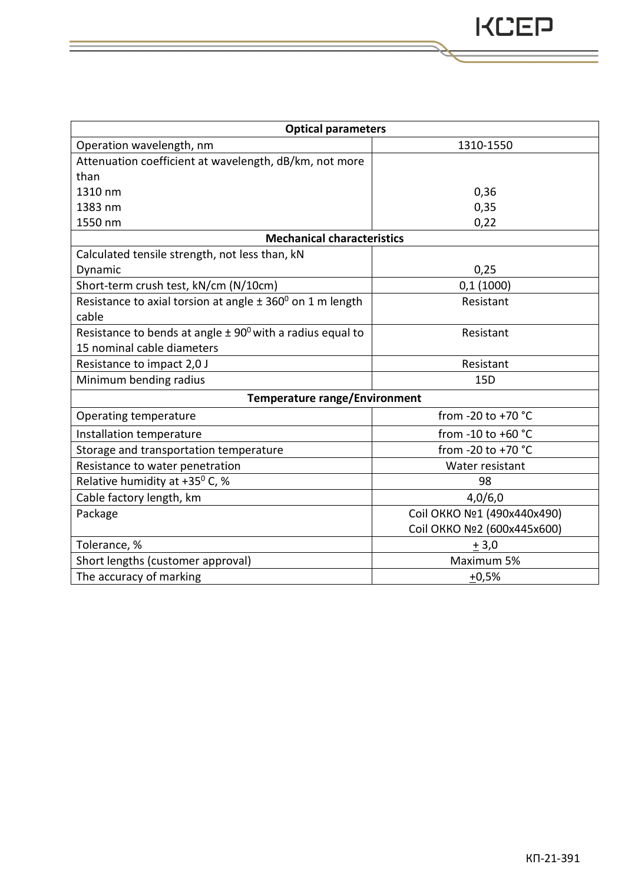| Optical parameters | |
|---|---|
| Operation wavelength, nm | 1310-1550 |
| Attenuation coefficient at wavelength, dB/km, not more than<br>1310 nm<br>1383 nm<br>1550 nm | <br><br>0,36<br>0,35<br>0,22 |
| **Mechanical characteristics** | |
| Calculated tensile strength, not less than, kN<br>Dynamic | <br>0,25 |
| Short-term crush test, kN/cm (N/10cm) | 0,1 (1000) |
| Resistance to axial torsion at angle ± 360$^0$ on 1 m length cable | Resistant |
| Resistance to bends at angle ± 90$^0$ with a radius equal to 15 nominal cable diameters | Resistant |
| Resistance to impact 2,0 J | Resistant |
| Minimum bending radius | 15D |
| **Temperature range/Environment** | |
| Operating temperature | from -20 to +70 °C |
| Installation temperature | from -10 to +60 °C |
| Storage and transportation temperature | from -20 to +70 °C |
| Resistance to water penetration | Water resistant |
| Relative humidity at +35$^0$ C, % | 98 |
| Cable factory length, km | 4,0/6,0 |
| Package | Coil ОККО №1 (490x440x490)<br>Coil ОККО №2 (600x445x600) |
| Tolerance, % | ± 3,0 |
| Short lengths (customer approval) | Maximum 5% |
| The accuracy of marking | ±0,5% |